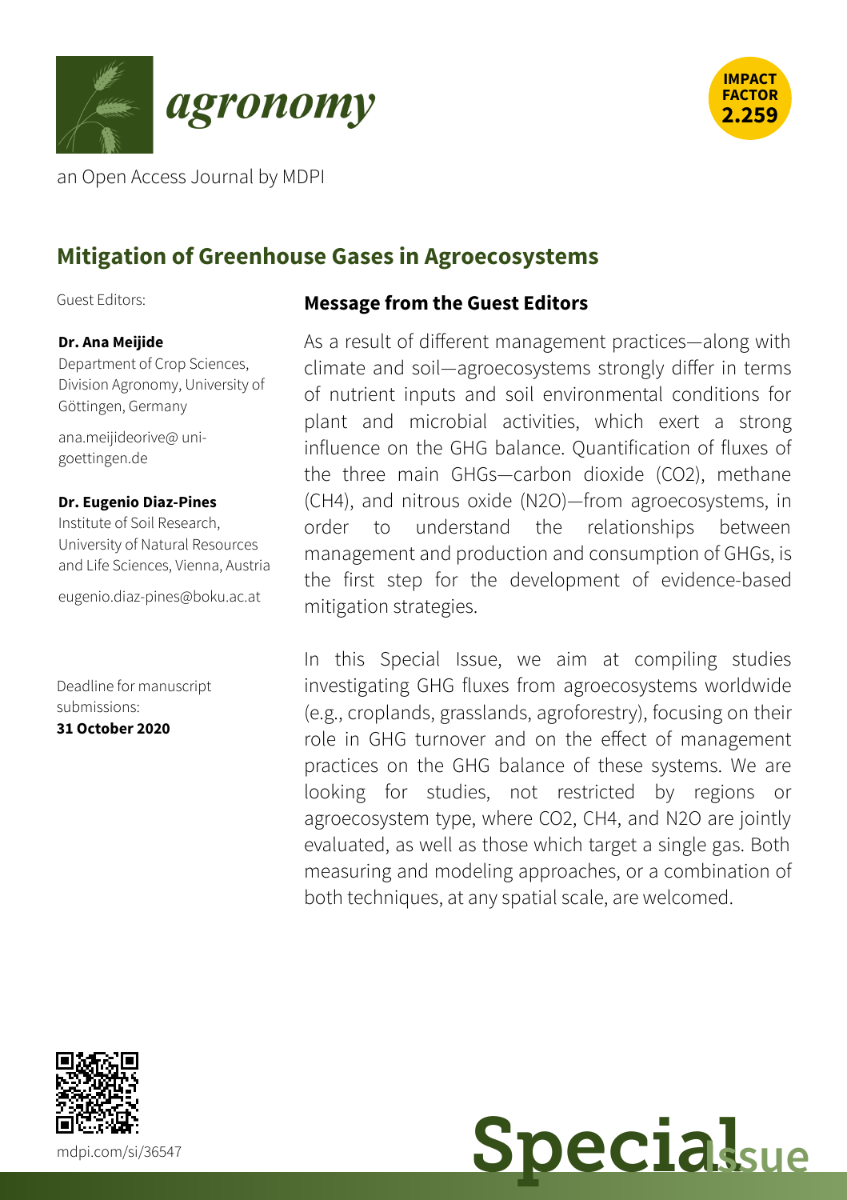*agronomy*

an Open Access Journal by MDPI

**IMPACT FACTOR 2.259**

## Mitigation of Greenhouse Gases in Agroecosystems

Guest Editors:

**Dr. Ana Meijide**
Department of Crop Sciences, Division Agronomy, University of Göttingen, Germany

ana.meijideorive@ uni-goettingen.de

**Dr. Eugenio Diaz-Pines**
Institute of Soil Research, University of Natural Resources and Life Sciences, Vienna, Austria

eugenio.diaz-pines@boku.ac.at

Deadline for manuscript submissions:
**31 October 2020**

### Message from the Guest Editors

As a result of different management practices—along with climate and soil—agroecosystems strongly differ in terms of nutrient inputs and soil environmental conditions for plant and microbial activities, which exert a strong influence on the GHG balance. Quantification of fluxes of the three main GHGs—carbon dioxide ($CO_2$), methane ($CH_4$), and nitrous oxide ($N_2O$)—from agroecosystems, in order to understand the relationships between management and production and consumption of GHGs, is the first step for the development of evidence-based mitigation strategies.

In this Special Issue, we aim at compiling studies investigating GHG fluxes from agroecosystems worldwide (e.g., croplands, grasslands, agroforestry), focusing on their role in GHG turnover and on the effect of management practices on the GHG balance of these systems. We are looking for studies, not restricted by regions or agroecosystem type, where $CO_2$, $CH_4$, and $N_2O$ are jointly evaluated, as well as those which target a single gas. Both measuring and modeling approaches, or a combination of both techniques, at any spatial scale, are welcomed.

mdpi.com/si/36547

**Special Issue**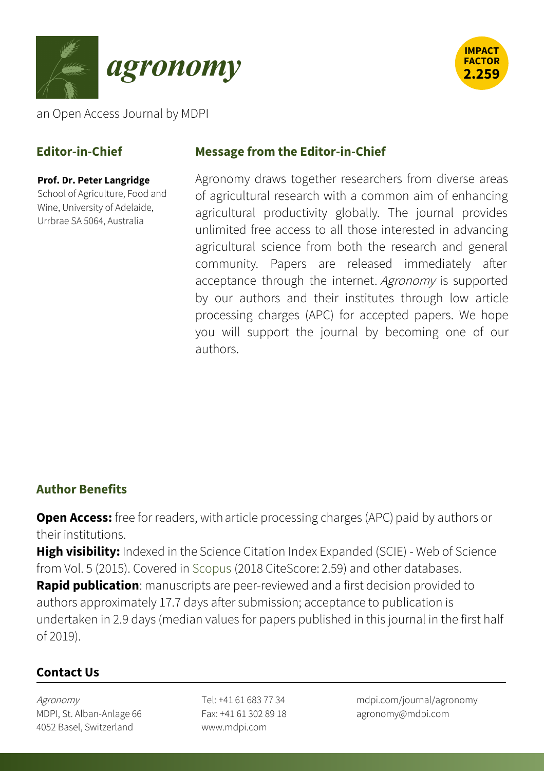# *agronomy*

**IMPACT FACTOR 2.259**

an Open Access Journal by MDPI

## Editor-in-Chief

**Prof. Dr. Peter Langridge**
School of Agriculture, Food and Wine, University of Adelaide, Urrbrae SA 5064, Australia

## Message from the Editor-in-Chief

Agronomy draws together researchers from diverse areas of agricultural research with a common aim of enhancing agricultural productivity globally. The journal provides unlimited free access to all those interested in advancing agricultural science from both the research and general community. Papers are released immediately after acceptance through the internet. *Agronomy* is supported by our authors and their institutes through low article processing charges (APC) for accepted papers. We hope you will support the journal by becoming one of our authors.

## Author Benefits

**Open Access:** free for readers, with article processing charges (APC) paid by authors or their institutions.
**High visibility:** Indexed in the Science Citation Index Expanded (SCIE) - Web of Science from Vol. 5 (2015). Covered in Scopus (2018 CiteScore: 2.59) and other databases.
**Rapid publication**: manuscripts are peer-reviewed and a first decision provided to authors approximately 17.7 days after submission; acceptance to publication is undertaken in 2.9 days (median values for papers published in this journal in the first half of 2019).

## Contact Us

*Agronomy*
MDPI, St. Alban-Anlage 66
4052 Basel, Switzerland

Tel: +41 61 683 77 34
Fax: +41 61 302 89 18
www.mdpi.com

mdpi.com/journal/agronomy
agronomy@mdpi.com